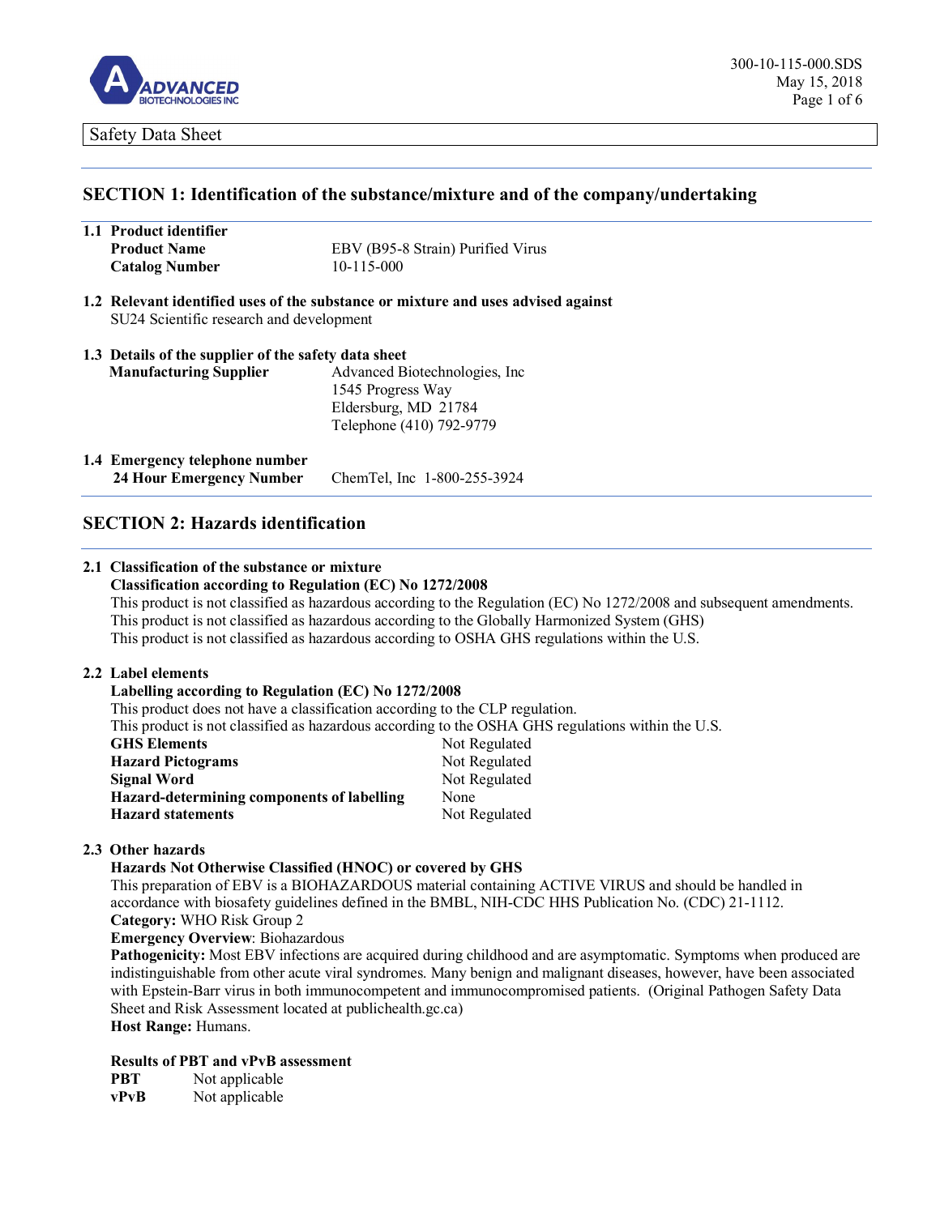Safety Data Sheet

## SECTION 1: Identification of the substance/mixture and of the company/undertaking

**1.1 Product identifier**

| | |
|---|---|
| **Product Name** | EBV (B95-8 Strain) Purified Virus |
| **Catalog Number** | 10-115-000 |

**1.2 Relevant identified uses of the substance or mixture and uses advised against**

SU24 Scientific research and development

**1.3 Details of the supplier of the safety data sheet**

**Manufacturing Supplier**

Advanced Biotechnologies, Inc
1545 Progress Way
Eldersburg, MD 21784
Telephone (410) 792-9779

**1.4 Emergency telephone number**

**24 Hour Emergency Number** ChemTel, Inc 1-800-255-3924

## SECTION 2: Hazards identification

**2.1 Classification of the substance or mixture**

**Classification according to Regulation (EC) No 1272/2008**

This product is not classified as hazardous according to the Regulation (EC) No 1272/2008 and subsequent amendments.
This product is not classified as hazardous according to the Globally Harmonized System (GHS)
This product is not classified as hazardous according to OSHA GHS regulations within the U.S.

**2.2 Label elements**

**Labelling according to Regulation (EC) No 1272/2008**

This product does not have a classification according to the CLP regulation.
This product is not classified as hazardous according to the OSHA GHS regulations within the U.S.

| | |
|---|---|
| **GHS Elements** | Not Regulated |
| **Hazard Pictograms** | Not Regulated |
| **Signal Word** | Not Regulated |
| **Hazard-determining components of labelling** | None |
| **Hazard statements** | Not Regulated |

**2.3 Other hazards**

**Hazards Not Otherwise Classified (HNOC) or covered by GHS**

This preparation of EBV is a BIOHAZARDOUS material containing ACTIVE VIRUS and should be handled in accordance with biosafety guidelines defined in the BMBL, NIH-CDC HHS Publication No. (CDC) 21-1112.

**Category:** WHO Risk Group 2

**Emergency Overview**: Biohazardous

**Pathogenicity:** Most EBV infections are acquired during childhood and are asymptomatic. Symptoms when produced are indistinguishable from other acute viral syndromes. Many benign and malignant diseases, however, have been associated with Epstein-Barr virus in both immunocompetent and immunocompromised patients. (Original Pathogen Safety Data Sheet and Risk Assessment located at publichealth.gc.ca)

**Host Range:** Humans.

**Results of PBT and vPvB assessment**

| | |
|---|---|
| **PBT** | Not applicable |
| **vPvB** | Not applicable |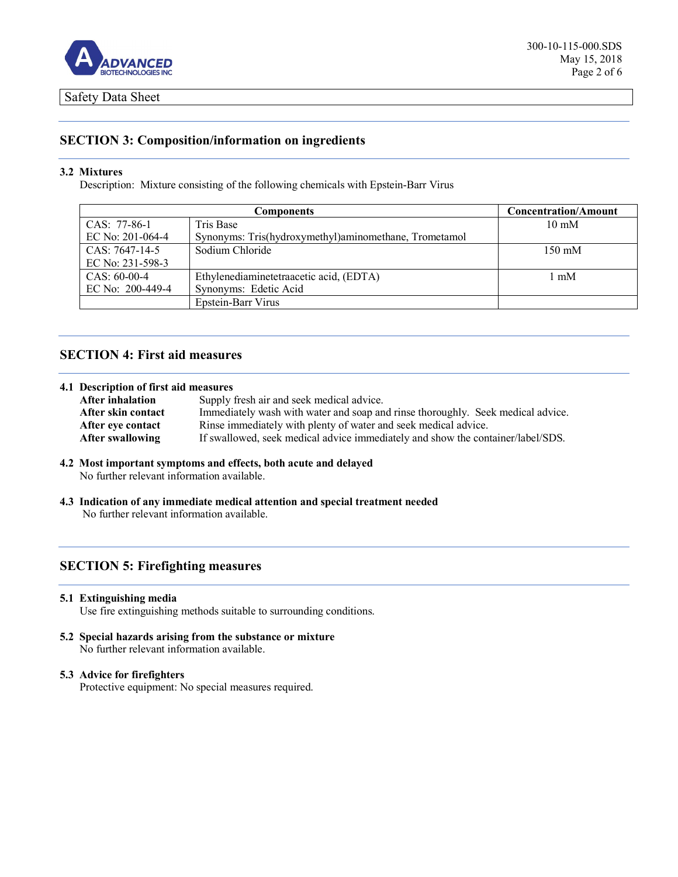Safety Data Sheet

## SECTION 3: Composition/information on ingredients

### 3.2 Mixtures

Description: Mixture consisting of the following chemicals with Epstein-Barr Virus

| Components | | Concentration/Amount |
|---|---|---|
| CAS: 77-86-1<br>EC No: 201-064-4 | Tris Base<br>Synonyms: Tris(hydroxymethyl)aminomethane, Trometamol | 10 mM |
| CAS: 7647-14-5<br>EC No: 231-598-3 | Sodium Chloride | 150 mM |
| CAS: 60-00-4<br>EC No: 200-449-4 | Ethylenediaminetetraacetic acid, (EDTA)<br>Synonyms: Edetic Acid | 1 mM |
| | Epstein-Barr Virus | |

## SECTION 4: First aid measures

### 4.1 Description of first aid measures

**After inhalation** Supply fresh air and seek medical advice.

**After skin contact** Immediately wash with water and soap and rinse thoroughly. Seek medical advice.

**After eye contact** Rinse immediately with plenty of water and seek medical advice.

**After swallowing** If swallowed, seek medical advice immediately and show the container/label/SDS.

### 4.2 Most important symptoms and effects, both acute and delayed

No further relevant information available.

### 4.3 Indication of any immediate medical attention and special treatment needed

No further relevant information available.

## SECTION 5: Firefighting measures

### 5.1 Extinguishing media

Use fire extinguishing methods suitable to surrounding conditions.

### 5.2 Special hazards arising from the substance or mixture

No further relevant information available.

### 5.3 Advice for firefighters

Protective equipment: No special measures required.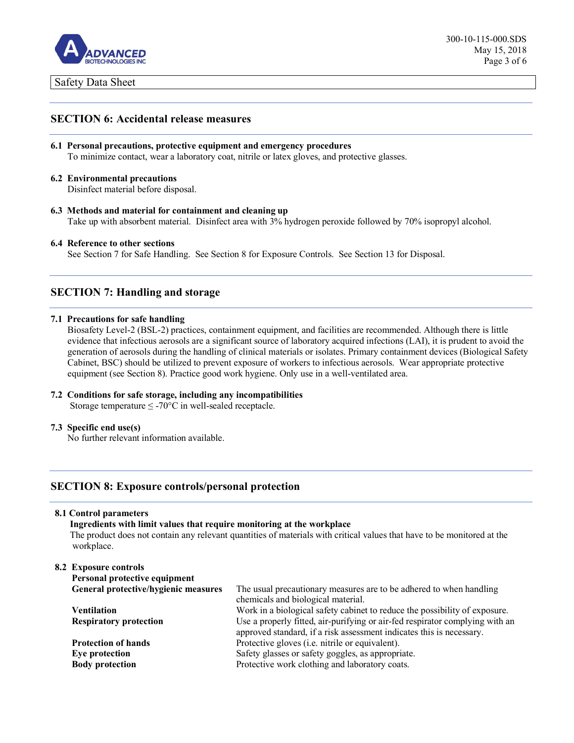## SECTION 6: Accidental release measures

**6.1 Personal precautions, protective equipment and emergency procedures**

To minimize contact, wear a laboratory coat, nitrile or latex gloves, and protective glasses.

**6.2 Environmental precautions**

Disinfect material before disposal.

**6.3 Methods and material for containment and cleaning up**

Take up with absorbent material. Disinfect area with 3% hydrogen peroxide followed by 70% isopropyl alcohol.

**6.4 Reference to other sections**

See Section 7 for Safe Handling. See Section 8 for Exposure Controls. See Section 13 for Disposal.

## SECTION 7: Handling and storage

**7.1 Precautions for safe handling**

Biosafety Level-2 (BSL-2) practices, containment equipment, and facilities are recommended. Although there is little evidence that infectious aerosols are a significant source of laboratory acquired infections (LAI), it is prudent to avoid the generation of aerosols during the handling of clinical materials or isolates. Primary containment devices (Biological Safety Cabinet, BSC) should be utilized to prevent exposure of workers to infectious aerosols. Wear appropriate protective equipment (see Section 8). Practice good work hygiene. Only use in a well-ventilated area.

**7.2 Conditions for safe storage, including any incompatibilities**

Storage temperature ≤ -70°C in well-sealed receptacle.

**7.3 Specific end use(s)**

No further relevant information available.

## SECTION 8: Exposure controls/personal protection

**8.1 Control parameters**

**Ingredients with limit values that require monitoring at the workplace**

The product does not contain any relevant quantities of materials with critical values that have to be monitored at the workplace.

**8.2 Exposure controls**

**Personal protective equipment**

| | |
|---|---|
| **General protective/hygienic measures** | The usual precautionary measures are to be adhered to when handling chemicals and biological material. |
| **Ventilation** | Work in a biological safety cabinet to reduce the possibility of exposure. |
| **Respiratory protection** | Use a properly fitted, air-purifying or air-fed respirator complying with an approved standard, if a risk assessment indicates this is necessary. |
| **Protection of hands** | Protective gloves (i.e. nitrile or equivalent). |
| **Eye protection** | Safety glasses or safety goggles, as appropriate. |
| **Body protection** | Protective work clothing and laboratory coats. |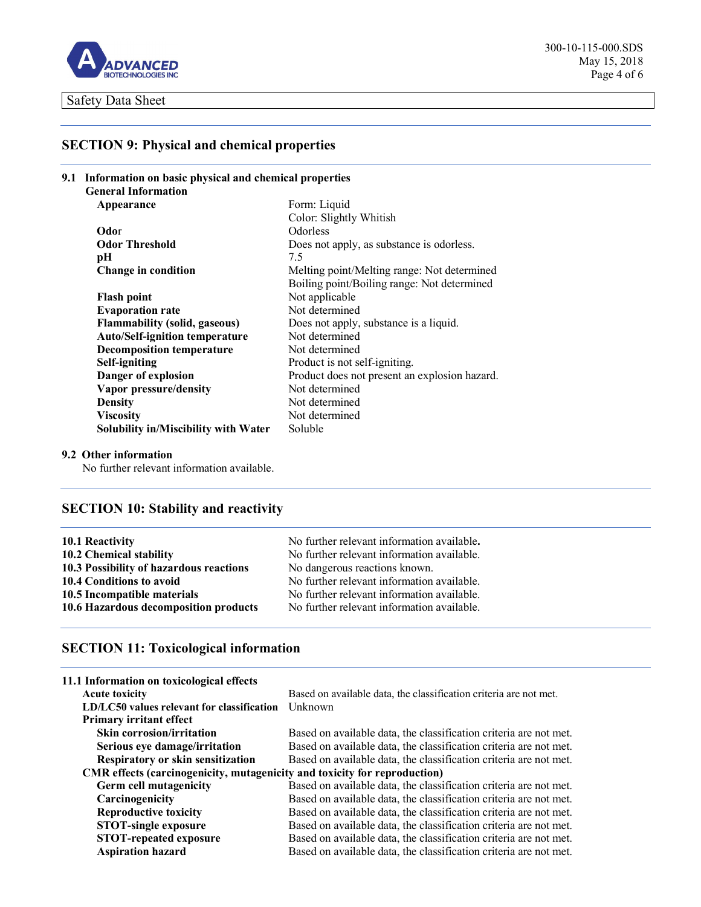Safety Data Sheet

## SECTION 9: Physical and chemical properties

**9.1 Information on basic physical and chemical properties**

**General Information**

| | |
|---|---|
| **Appearance** | Form: Liquid<br>Color: Slightly Whitish |
| **Odor** | Odorless |
| **Odor Threshold** | Does not apply, as substance is odorless. |
| **pH** | 7.5 |
| **Change in condition** | Melting point/Melting range: Not determined<br>Boiling point/Boiling range: Not determined |
| **Flash point** | Not applicable |
| **Evaporation rate** | Not determined |
| **Flammability (solid, gaseous)** | Does not apply, substance is a liquid. |
| **Auto/Self-ignition temperature** | Not determined |
| **Decomposition temperature** | Not determined |
| **Self-igniting** | Product is not self-igniting. |
| **Danger of explosion** | Product does not present an explosion hazard. |
| **Vapor pressure/density** | Not determined |
| **Density** | Not determined |
| **Viscosity** | Not determined |
| **Solubility in/Miscibility with Water** | Soluble |

**9.2 Other information**

No further relevant information available.

## SECTION 10: Stability and reactivity

| | |
|---|---|
| **10.1 Reactivity** | No further relevant information available**.** |
| **10.2 Chemical stability** | No further relevant information available. |
| **10.3 Possibility of hazardous reactions** | No dangerous reactions known. |
| **10.4 Conditions to avoid** | No further relevant information available. |
| **10.5 Incompatible materials** | No further relevant information available. |
| **10.6 Hazardous decomposition products** | No further relevant information available. |

## SECTION 11: Toxicological information

**11.1 Information on toxicological effects**

| | |
|---|---|
| **Acute toxicity** | Based on available data, the classification criteria are not met. |
| **LD/LC50 values relevant for classification** | Unknown |
| **Primary irritant effect** | |
| **Skin corrosion/irritation** | Based on available data, the classification criteria are not met. |
| **Serious eye damage/irritation** | Based on available data, the classification criteria are not met. |
| **Respiratory or skin sensitization** | Based on available data, the classification criteria are not met. |
| **CMR effects (carcinogenicity, mutagenicity and toxicity for reproduction)** | |
| **Germ cell mutagenicity** | Based on available data, the classification criteria are not met. |
| **Carcinogenicity** | Based on available data, the classification criteria are not met. |
| **Reproductive toxicity** | Based on available data, the classification criteria are not met. |
| **STOT-single exposure** | Based on available data, the classification criteria are not met. |
| **STOT-repeated exposure** | Based on available data, the classification criteria are not met. |
| **Aspiration hazard** | Based on available data, the classification criteria are not met. |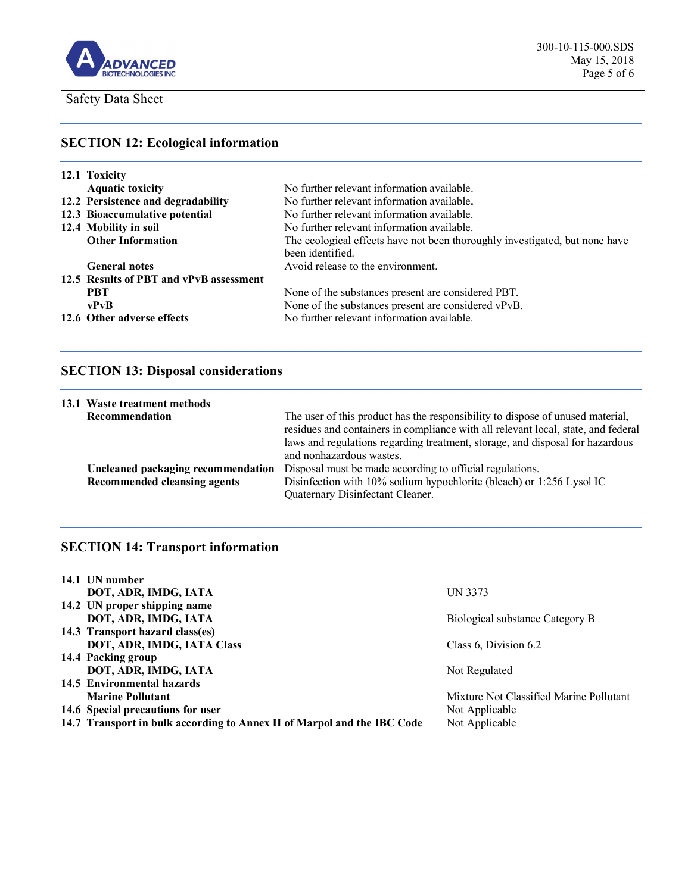## SECTION 12: Ecological information

| | |
|---|---|
| **12.1 Toxicity** | |
| **Aquatic toxicity** | No further relevant information available. |
| **12.2 Persistence and degradability** | No further relevant information available. |
| **12.3 Bioaccumulative potential** | No further relevant information available. |
| **12.4 Mobility in soil** | No further relevant information available. |
| **Other Information** | The ecological effects have not been thoroughly investigated, but none have been identified. |
| **General notes** | Avoid release to the environment. |
| **12.5 Results of PBT and vPvB assessment** | |
| **PBT** | None of the substances present are considered PBT. |
| **vPvB** | None of the substances present are considered vPvB. |
| **12.6 Other adverse effects** | No further relevant information available. |

## SECTION 13: Disposal considerations

| | |
|---|---|
| **13.1 Waste treatment methods** | |
| **Recommendation** | The user of this product has the responsibility to dispose of unused material, residues and containers in compliance with all relevant local, state, and federal laws and regulations regarding treatment, storage, and disposal for hazardous and nonhazardous wastes. |
| **Uncleaned packaging recommendation** | Disposal must be made according to official regulations. |
| **Recommended cleansing agents** | Disinfection with 10% sodium hypochlorite (bleach) or 1:256 Lysol IC Quaternary Disinfectant Cleaner. |

## SECTION 14: Transport information

| | |
|---|---|
| **14.1 UN number** | |
| **DOT, ADR, IMDG, IATA** | UN 3373 |
| **14.2 UN proper shipping name** | |
| **DOT, ADR, IMDG, IATA** | Biological substance Category B |
| **14.3 Transport hazard class(es)** | |
| **DOT, ADR, IMDG, IATA Class** | Class 6, Division 6.2 |
| **14.4 Packing group** | |
| **DOT, ADR, IMDG, IATA** | Not Regulated |
| **14.5 Environmental hazards** | |
| **Marine Pollutant** | Mixture Not Classified Marine Pollutant |
| **14.6 Special precautions for user** | Not Applicable |
| **14.7 Transport in bulk according to Annex II of Marpol and the IBC Code** | Not Applicable |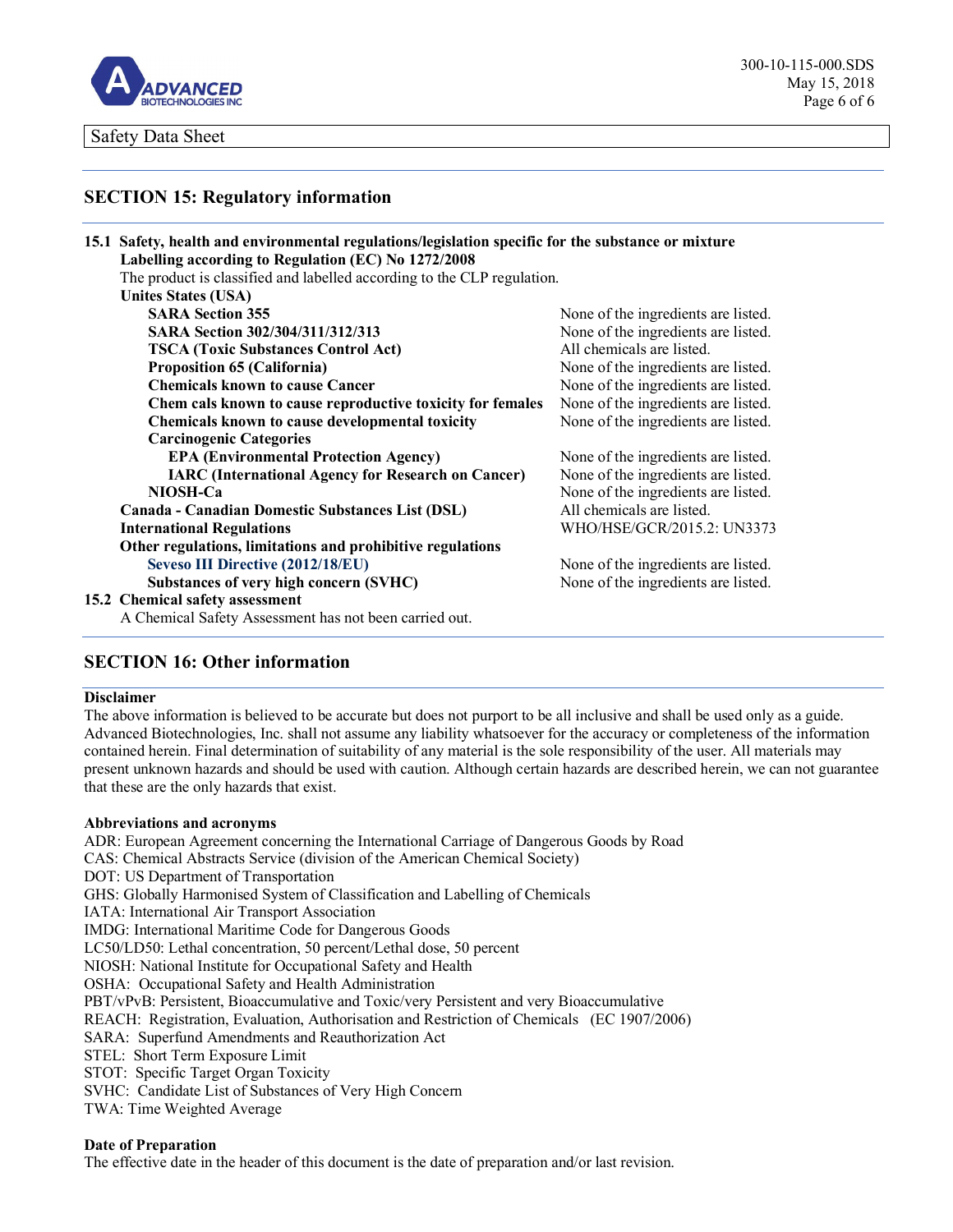Safety Data Sheet

## SECTION 15: Regulatory information

**15.1 Safety, health and environmental regulations/legislation specific for the substance or mixture**

**Labelling according to Regulation (EC) No 1272/2008**

The product is classified and labelled according to the CLP regulation.

| | |
|---|---|
| **Unites States (USA)** | |
| **SARA Section 355** | None of the ingredients are listed. |
| **SARA Section 302/304/311/312/313** | None of the ingredients are listed. |
| **TSCA (Toxic Substances Control Act)** | All chemicals are listed. |
| **Proposition 65 (California)** | None of the ingredients are listed. |
| **Chemicals known to cause Cancer** | None of the ingredients are listed. |
| **Chem cals known to cause reproductive toxicity for females** | None of the ingredients are listed. |
| **Chemicals known to cause developmental toxicity** | None of the ingredients are listed. |
| **Carcinogenic Categories** | |
| **EPA (Environmental Protection Agency)** | None of the ingredients are listed. |
| **IARC (International Agency for Research on Cancer)** | None of the ingredients are listed. |
| **NIOSH-Ca** | None of the ingredients are listed. |
| **Canada - Canadian Domestic Substances List (DSL)** | All chemicals are listed. |
| **International Regulations** | WHO/HSE/GCR/2015.2: UN3373 |
| **Other regulations, limitations and prohibitive regulations** | |
| **Seveso III Directive (2012/18/EU)** | None of the ingredients are listed. |
| **Substances of very high concern (SVHC)** | None of the ingredients are listed. |

**15.2 Chemical safety assessment**

A Chemical Safety Assessment has not been carried out.

## SECTION 16: Other information

**Disclaimer**

The above information is believed to be accurate but does not purport to be all inclusive and shall be used only as a guide. Advanced Biotechnologies, Inc. shall not assume any liability whatsoever for the accuracy or completeness of the information contained herein. Final determination of suitability of any material is the sole responsibility of the user. All materials may present unknown hazards and should be used with caution. Although certain hazards are described herein, we can not guarantee that these are the only hazards that exist.

**Abbreviations and acronyms**

ADR: European Agreement concerning the International Carriage of Dangerous Goods by Road
CAS: Chemical Abstracts Service (division of the American Chemical Society)
DOT: US Department of Transportation
GHS: Globally Harmonised System of Classification and Labelling of Chemicals
IATA: International Air Transport Association
IMDG: International Maritime Code for Dangerous Goods
LC50/LD50: Lethal concentration, 50 percent/Lethal dose, 50 percent
NIOSH: National Institute for Occupational Safety and Health
OSHA: Occupational Safety and Health Administration
PBT/vPvB: Persistent, Bioaccumulative and Toxic/very Persistent and very Bioaccumulative
REACH: Registration, Evaluation, Authorisation and Restriction of Chemicals (EC 1907/2006)
SARA: Superfund Amendments and Reauthorization Act
STEL: Short Term Exposure Limit
STOT: Specific Target Organ Toxicity
SVHC: Candidate List of Substances of Very High Concern
TWA: Time Weighted Average

**Date of Preparation**

The effective date in the header of this document is the date of preparation and/or last revision.